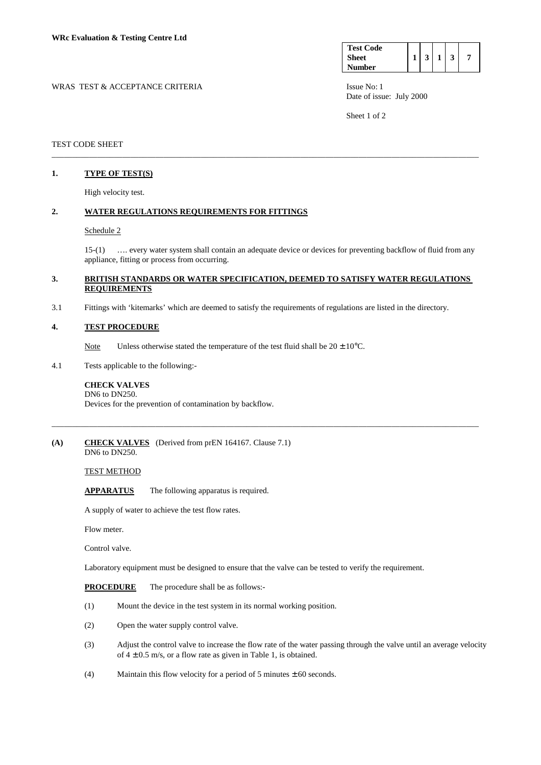**WRc Evaluation & Testing Centre Ltd**

| Test Code Sheet Number | 1 | 3 | 1 | 3 | 7 |
|---|---|---|---|---|---|

WRAS TEST & ACCEPTANCE CRITERIA

Issue No: 1
Date of issue: July 2000

TEST CODE SHEET

## 1. TYPE OF TEST(S)

High velocity test.

## 2. WATER REGULATIONS REQUIREMENTS FOR FITTINGS

Schedule 2

15-(1) …. every water system shall contain an adequate device or devices for preventing backflow of fluid from any appliance, fitting or process from occurring.

## 3. BRITISH STANDARDS OR WATER SPECIFICATION, DEEMED TO SATISFY WATER REGULATIONS REQUIREMENTS

3.1 Fittings with 'kitemarks' which are deemed to satisfy the requirements of regulations are listed in the directory.

## 4. TEST PROCEDURE

Note Unless otherwise stated the temperature of the test fluid shall be 20 ± 10°C.

4.1 Tests applicable to the following:-

**CHECK VALVES**
DN6 to DN250.
Devices for the prevention of contamination by backflow.

---

## (A) CHECK VALVES (Derived from prEN 164167. Clause 7.1)

DN6 to DN250.

TEST METHOD

**APPARATUS** The following apparatus is required.

A supply of water to achieve the test flow rates.

Flow meter.

Control valve.

Laboratory equipment must be designed to ensure that the valve can be tested to verify the requirement.

**PROCEDURE** The procedure shall be as follows:-

(1) Mount the device in the test system in its normal working position.

(2) Open the water supply control valve.

(3) Adjust the control valve to increase the flow rate of the water passing through the valve until an average velocity of 4 ± 0.5 m/s, or a flow rate as given in Table 1, is obtained.

(4) Maintain this flow velocity for a period of 5 minutes ± 60 seconds.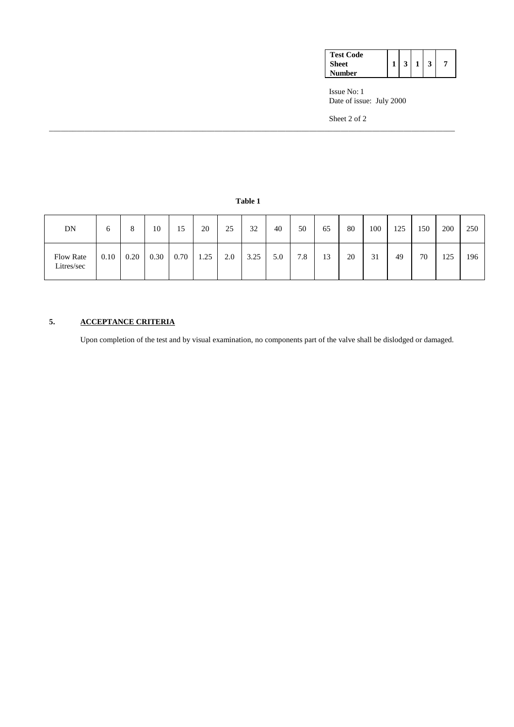**Table 1**

| DN | 6 | 8 | 10 | 15 | 20 | 25 | 32 | 40 | 50 | 65 | 80 | 100 | 125 | 150 | 200 | 250 |
|---|---|---|---|---|---|---|---|---|---|---|---|---|---|---|---|---|
| Flow Rate Litres/sec | 0.10 | 0.20 | 0.30 | 0.70 | 1.25 | 2.0 | 3.25 | 5.0 | 7.8 | 13 | 20 | 31 | 49 | 70 | 125 | 196 |

## 5. ACCEPTANCE CRITERIA

Upon completion of the test and by visual examination, no components part of the valve shall be dislodged or damaged.